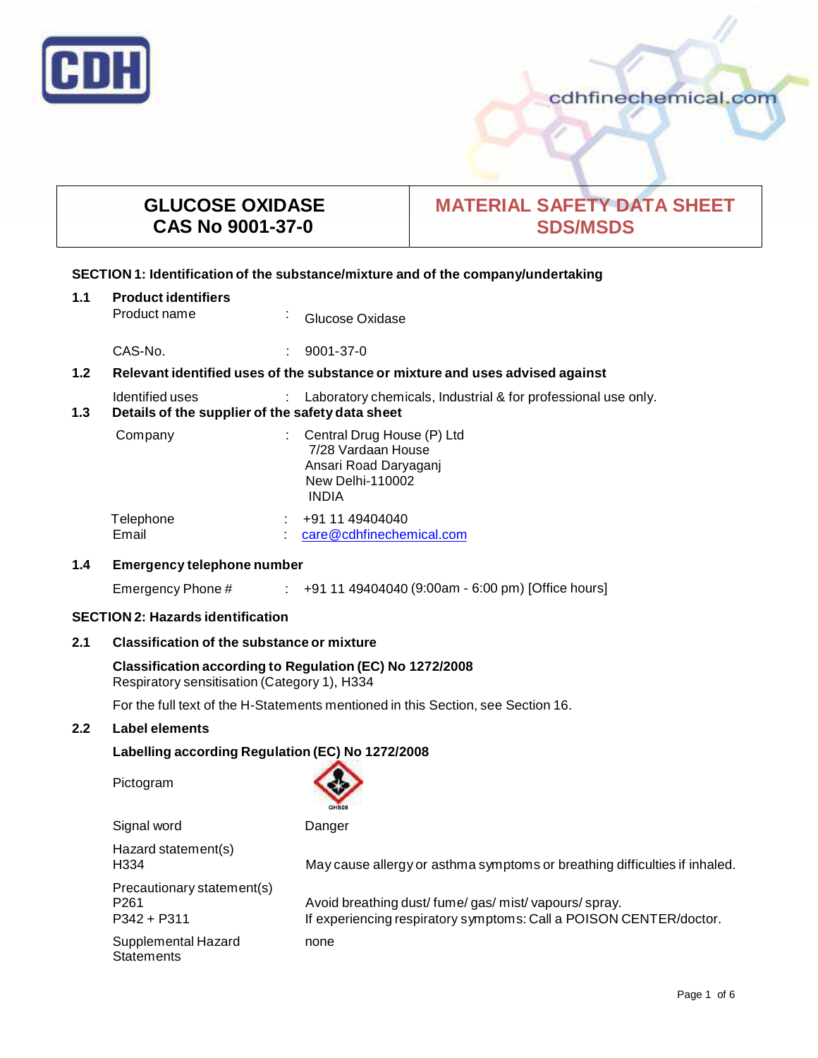# GLUCOSE OXIDASE
# CAS No 9001-37-0

# MATERIAL SAFETY DATA SHEET SDS/MSDS

## SECTION 1: Identification of the substance/mixture and of the company/undertaking

### 1.1 Product identifiers

| | | |
|---|---|---|
| Product name | : | Glucose Oxidase |
| CAS-No. | : | 9001-37-0 |

### 1.2 Relevant identified uses of the substance or mixture and uses advised against

| | | |
|---|---|---|
| Identified uses | : | Laboratory chemicals, Industrial & for professional use only. |

### 1.3 Details of the supplier of the safety data sheet

| | | |
|---|---|---|
| Company | : | Central Drug House (P) Ltd<br>7/28 Vardaan House<br>Ansari Road Daryaganj<br>New Delhi-110002<br>INDIA |
| Telephone | : | +91 11 49404040 |
| Email | : | care@cdhfinechemical.com |

### 1.4 Emergency telephone number

| | | |
|---|---|---|
| Emergency Phone # | : | +91 11 49404040 (9:00am - 6:00 pm) [Office hours] |

## SECTION 2: Hazards identification

### 2.1 Classification of the substance or mixture

**Classification according to Regulation (EC) No 1272/2008**
Respiratory sensitisation (Category 1), H334

For the full text of the H-Statements mentioned in this Section, see Section 16.

### 2.2 Label elements

**Labelling according Regulation (EC) No 1272/2008**

| | |
|---|---|
| Pictogram | GHS08 |
| Signal word | Danger |
| Hazard statement(s) | |
| H334 | May cause allergy or asthma symptoms or breathing difficulties if inhaled. |
| Precautionary statement(s) | |
| P261 | Avoid breathing dust/ fume/ gas/ mist/ vapours/ spray. |
| P342 + P311 | If experiencing respiratory symptoms: Call a POISON CENTER/doctor. |
| Supplemental Hazard Statements | none |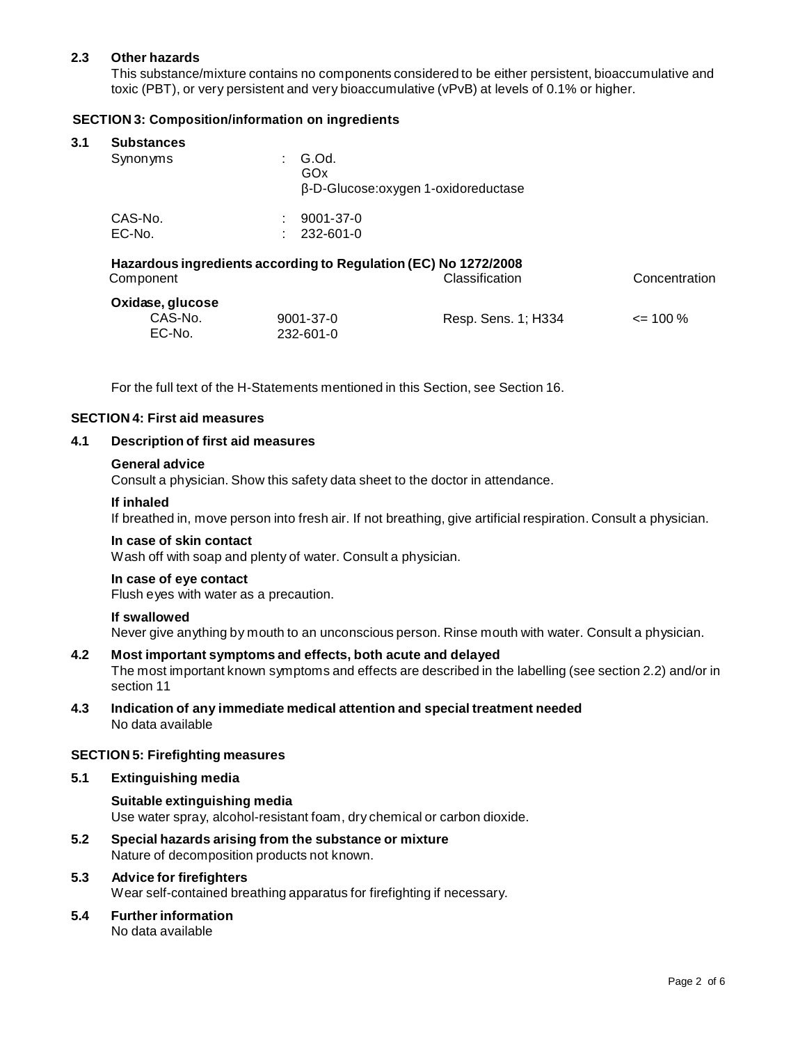### 2.3 Other hazards

This substance/mixture contains no components considered to be either persistent, bioaccumulative and toxic (PBT), or very persistent and very bioaccumulative (vPvB) at levels of 0.1% or higher.

## SECTION 3: Composition/information on ingredients

### 3.1 Substances

| | | |
|---|---|---|
| Synonyms | : | G.Od.<br>GOx<br>β-D-Glucose:oxygen 1-oxidoreductase |
| CAS-No. | : | 9001-37-0 |
| EC-No. | : | 232-601-0 |

**Hazardous ingredients according to Regulation (EC) No 1272/2008**

| Component | | Classification | Concentration |
|---|---|---|---|
| **Oxidase, glucose** | | | |
| CAS-No.<br>EC-No. | 9001-37-0<br>232-601-0 | Resp. Sens. 1; H334 | <= 100 % |

For the full text of the H-Statements mentioned in this Section, see Section 16.

## SECTION 4: First aid measures

### 4.1 Description of first aid measures

**General advice**

Consult a physician. Show this safety data sheet to the doctor in attendance.

**If inhaled**

If breathed in, move person into fresh air. If not breathing, give artificial respiration. Consult a physician.

**In case of skin contact**

Wash off with soap and plenty of water. Consult a physician.

**In case of eye contact**

Flush eyes with water as a precaution.

**If swallowed**

Never give anything by mouth to an unconscious person. Rinse mouth with water. Consult a physician.

### 4.2 Most important symptoms and effects, both acute and delayed

The most important known symptoms and effects are described in the labelling (see section 2.2) and/or in section 11

### 4.3 Indication of any immediate medical attention and special treatment needed

No data available

## SECTION 5: Firefighting measures

### 5.1 Extinguishing media

**Suitable extinguishing media**

Use water spray, alcohol-resistant foam, dry chemical or carbon dioxide.

### 5.2 Special hazards arising from the substance or mixture

Nature of decomposition products not known.

### 5.3 Advice for firefighters

Wear self-contained breathing apparatus for firefighting if necessary.

### 5.4 Further information

No data available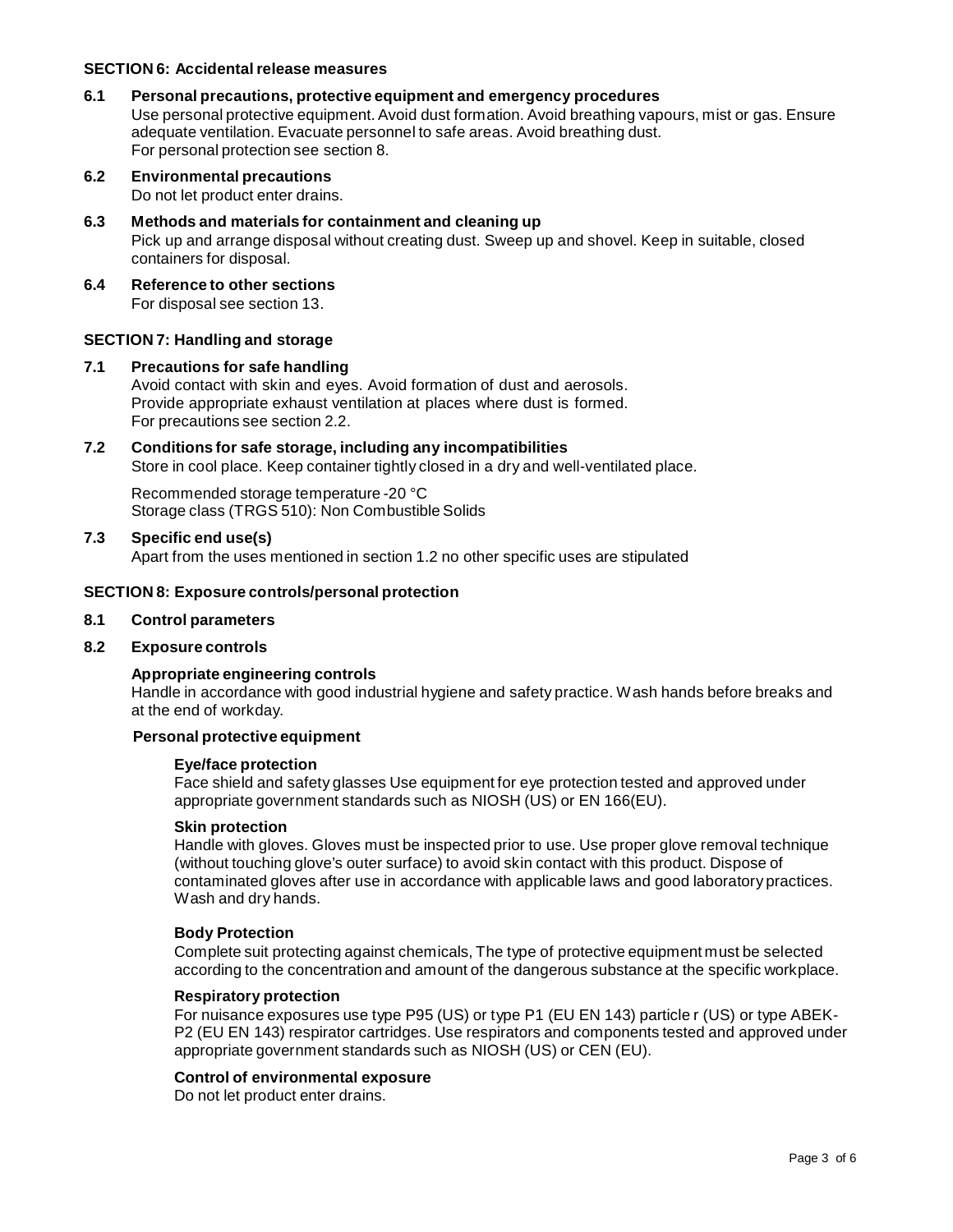## SECTION 6: Accidental release measures

### 6.1 Personal precautions, protective equipment and emergency procedures

Use personal protective equipment. Avoid dust formation. Avoid breathing vapours, mist or gas. Ensure adequate ventilation. Evacuate personnel to safe areas. Avoid breathing dust.
For personal protection see section 8.

### 6.2 Environmental precautions

Do not let product enter drains.

### 6.3 Methods and materials for containment and cleaning up

Pick up and arrange disposal without creating dust. Sweep up and shovel. Keep in suitable, closed containers for disposal.

### 6.4 Reference to other sections

For disposal see section 13.

## SECTION 7: Handling and storage

### 7.1 Precautions for safe handling

Avoid contact with skin and eyes. Avoid formation of dust and aerosols.
Provide appropriate exhaust ventilation at places where dust is formed.
For precautions see section 2.2.

### 7.2 Conditions for safe storage, including any incompatibilities

Store in cool place. Keep container tightly closed in a dry and well-ventilated place.

Recommended storage temperature -20 °C
Storage class (TRGS 510): Non Combustible Solids

### 7.3 Specific end use(s)

Apart from the uses mentioned in section 1.2 no other specific uses are stipulated

## SECTION 8: Exposure controls/personal protection

### 8.1 Control parameters

### 8.2 Exposure controls

**Appropriate engineering controls**

Handle in accordance with good industrial hygiene and safety practice. Wash hands before breaks and at the end of workday.

**Personal protective equipment**

**Eye/face protection**

Face shield and safety glasses Use equipment for eye protection tested and approved under appropriate government standards such as NIOSH (US) or EN 166(EU).

**Skin protection**

Handle with gloves. Gloves must be inspected prior to use. Use proper glove removal technique (without touching glove's outer surface) to avoid skin contact with this product. Dispose of contaminated gloves after use in accordance with applicable laws and good laboratory practices. Wash and dry hands.

**Body Protection**

Complete suit protecting against chemicals, The type of protective equipment must be selected according to the concentration and amount of the dangerous substance at the specific workplace.

**Respiratory protection**

For nuisance exposures use type P95 (US) or type P1 (EU EN 143) particle r (US) or type ABEK-P2 (EU EN 143) respirator cartridges. Use respirators and components tested and approved under appropriate government standards such as NIOSH (US) or CEN (EU).

**Control of environmental exposure**

Do not let product enter drains.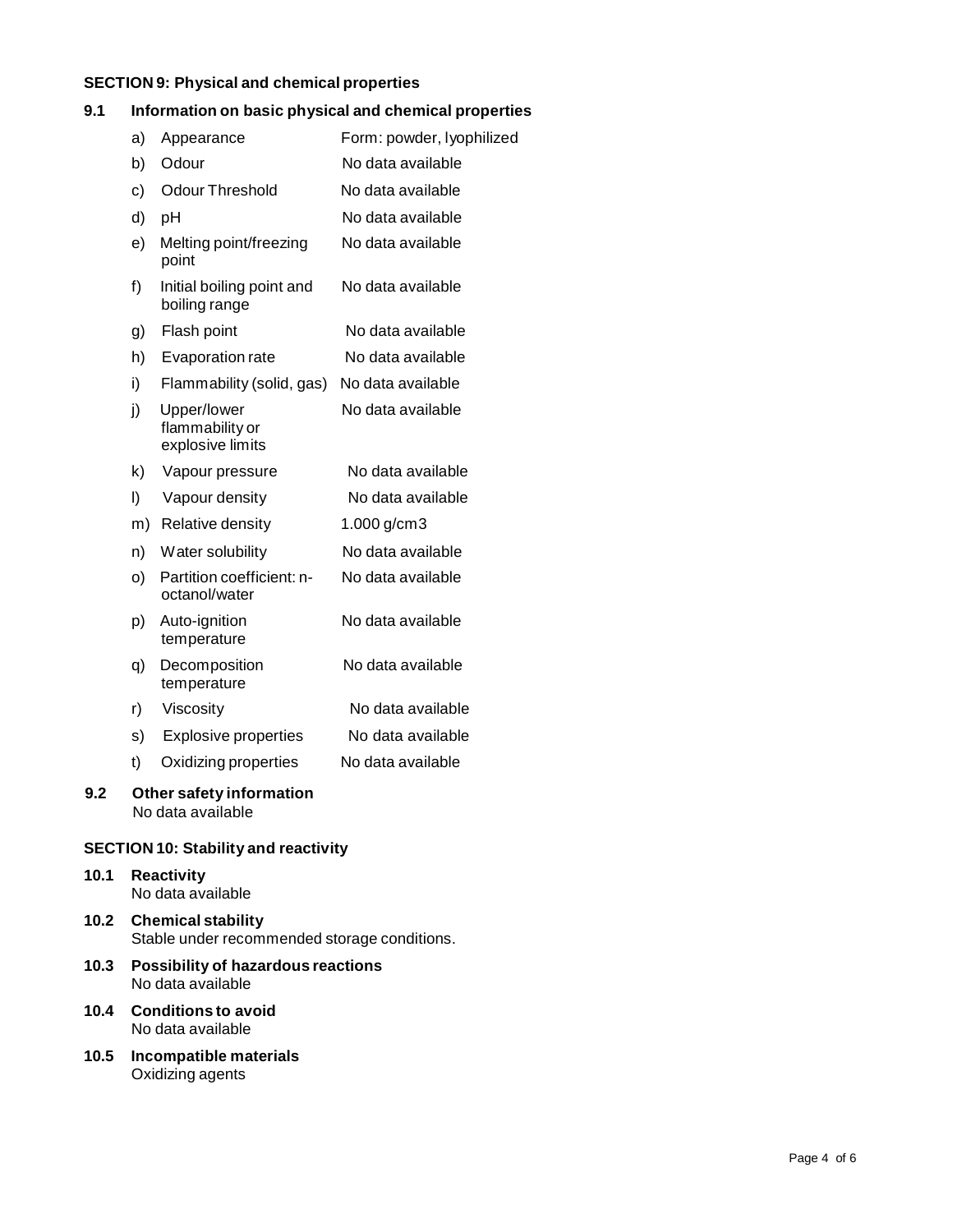## SECTION 9: Physical and chemical properties

### 9.1 Information on basic physical and chemical properties

| | | |
|---|---|---|
| a) | Appearance | Form: powder, lyophilized |
| b) | Odour | No data available |
| c) | Odour Threshold | No data available |
| d) | pH | No data available |
| e) | Melting point/freezing point | No data available |
| f) | Initial boiling point and boiling range | No data available |
| g) | Flash point | No data available |
| h) | Evaporation rate | No data available |
| i) | Flammability (solid, gas) | No data available |
| j) | Upper/lower flammability or explosive limits | No data available |
| k) | Vapour pressure | No data available |
| l) | Vapour density | No data available |
| m) | Relative density | 1.000 g/cm3 |
| n) | Water solubility | No data available |
| o) | Partition coefficient: n-octanol/water | No data available |
| p) | Auto-ignition temperature | No data available |
| q) | Decomposition temperature | No data available |
| r) | Viscosity | No data available |
| s) | Explosive properties | No data available |
| t) | Oxidizing properties | No data available |

### 9.2 Other safety information
No data available

## SECTION 10: Stability and reactivity

### 10.1 Reactivity
No data available

### 10.2 Chemical stability
Stable under recommended storage conditions.

### 10.3 Possibility of hazardous reactions
No data available

### 10.4 Conditions to avoid
No data available

### 10.5 Incompatible materials
Oxidizing agents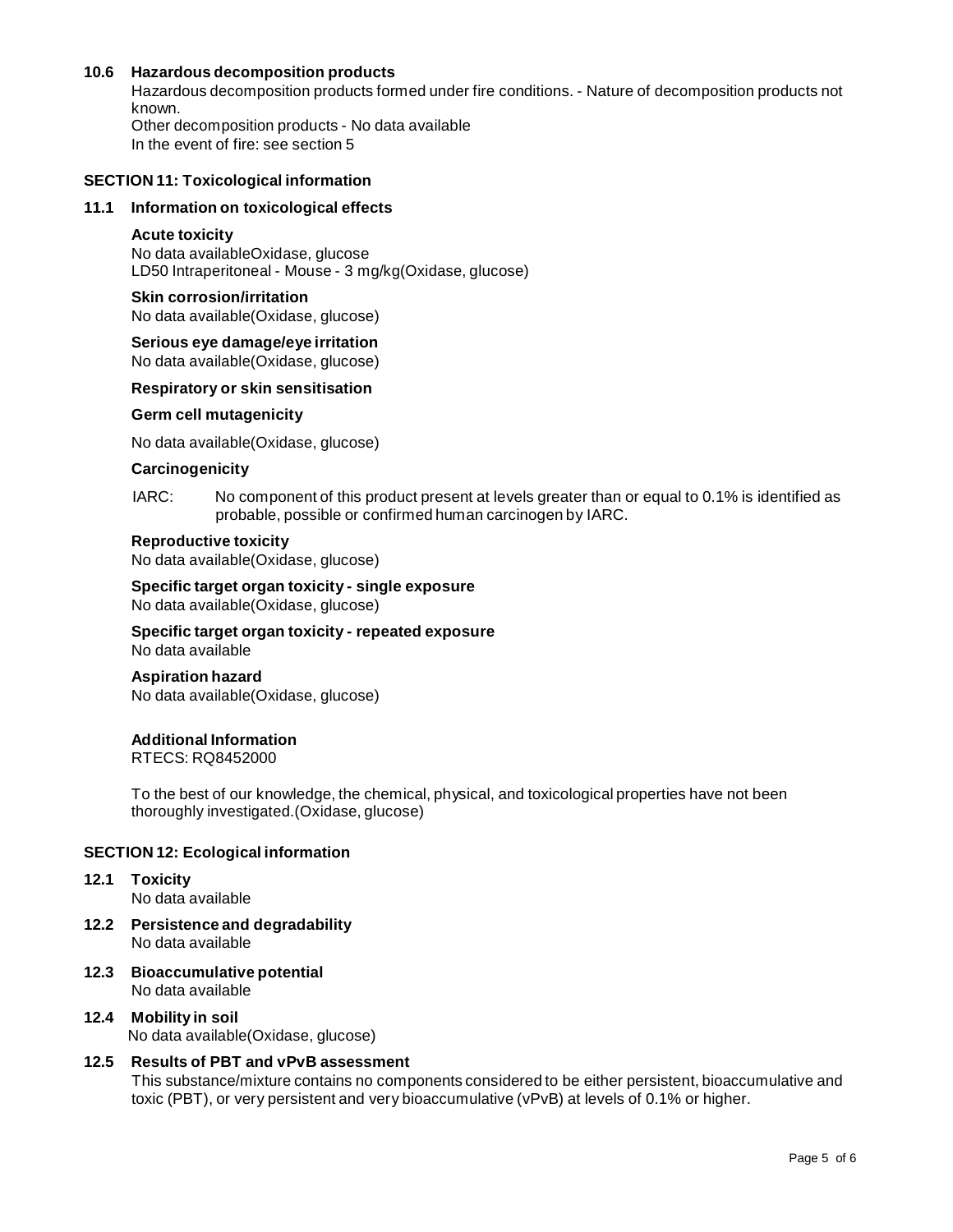### 10.6 Hazardous decomposition products

Hazardous decomposition products formed under fire conditions. - Nature of decomposition products not known.
Other decomposition products - No data available
In the event of fire: see section 5

## SECTION 11: Toxicological information

### 11.1 Information on toxicological effects

**Acute toxicity**
No data availableOxidase, glucose
LD50 Intraperitoneal - Mouse - 3 mg/kg(Oxidase, glucose)

**Skin corrosion/irritation**
No data available(Oxidase, glucose)

**Serious eye damage/eye irritation**
No data available(Oxidase, glucose)

**Respiratory or skin sensitisation**

**Germ cell mutagenicity**

No data available(Oxidase, glucose)

**Carcinogenicity**

IARC: No component of this product present at levels greater than or equal to 0.1% is identified as probable, possible or confirmed human carcinogen by IARC.

**Reproductive toxicity**
No data available(Oxidase, glucose)

**Specific target organ toxicity - single exposure**
No data available(Oxidase, glucose)

**Specific target organ toxicity - repeated exposure**
No data available

**Aspiration hazard**
No data available(Oxidase, glucose)

**Additional Information**
RTECS: RQ8452000

To the best of our knowledge, the chemical, physical, and toxicological properties have not been thoroughly investigated.(Oxidase, glucose)

## SECTION 12: Ecological information

### 12.1 Toxicity
No data available

### 12.2 Persistence and degradability
No data available

### 12.3 Bioaccumulative potential
No data available

### 12.4 Mobility in soil
No data available(Oxidase, glucose)

### 12.5 Results of PBT and vPvB assessment
This substance/mixture contains no components considered to be either persistent, bioaccumulative and toxic (PBT), or very persistent and very bioaccumulative (vPvB) at levels of 0.1% or higher.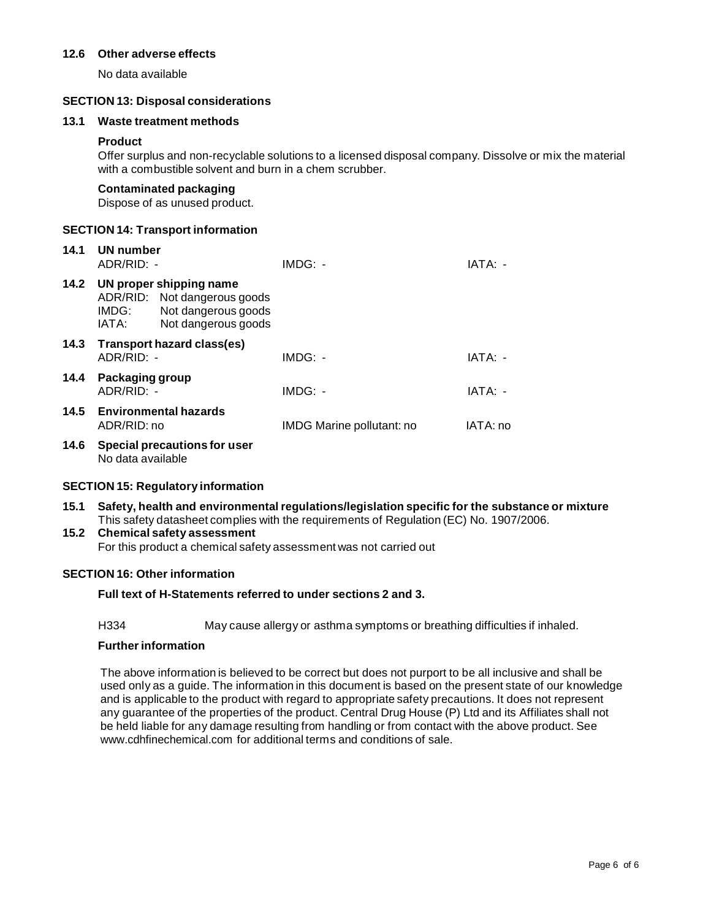### 12.6 Other adverse effects

No data available

## SECTION 13: Disposal considerations

### 13.1 Waste treatment methods

**Product**

Offer surplus and non-recyclable solutions to a licensed disposal company. Dissolve or mix the material with a combustible solvent and burn in a chem scrubber.

**Contaminated packaging**

Dispose of as unused product.

## SECTION 14: Transport information

### 14.1 UN number

| | | |
|---|---|---|
| ADR/RID: - | IMDG: - | IATA: - |

### 14.2 UN proper shipping name

ADR/RID: Not dangerous goods
IMDG: Not dangerous goods
IATA: Not dangerous goods

### 14.3 Transport hazard class(es)

| | | |
|---|---|---|
| ADR/RID: - | IMDG: - | IATA: - |

### 14.4 Packaging group

| | | |
|---|---|---|
| ADR/RID: - | IMDG: - | IATA: - |

### 14.5 Environmental hazards

| | | |
|---|---|---|
| ADR/RID: no | IMDG Marine pollutant: no | IATA: no |

### 14.6 Special precautions for user

No data available

## SECTION 15: Regulatory information

### 15.1 Safety, health and environmental regulations/legislation specific for the substance or mixture

This safety datasheet complies with the requirements of Regulation (EC) No. 1907/2006.

### 15.2 Chemical safety assessment

For this product a chemical safety assessment was not carried out

## SECTION 16: Other information

**Full text of H-Statements referred to under sections 2 and 3.**

H334 May cause allergy or asthma symptoms or breathing difficulties if inhaled.

**Further information**

The above information is believed to be correct but does not purport to be all inclusive and shall be used only as a guide. The information in this document is based on the present state of our knowledge and is applicable to the product with regard to appropriate safety precautions. It does not represent any guarantee of the properties of the product. Central Drug House (P) Ltd and its Affiliates shall not be held liable for any damage resulting from handling or from contact with the above product. See www.cdhfinechemical.com for additional terms and conditions of sale.